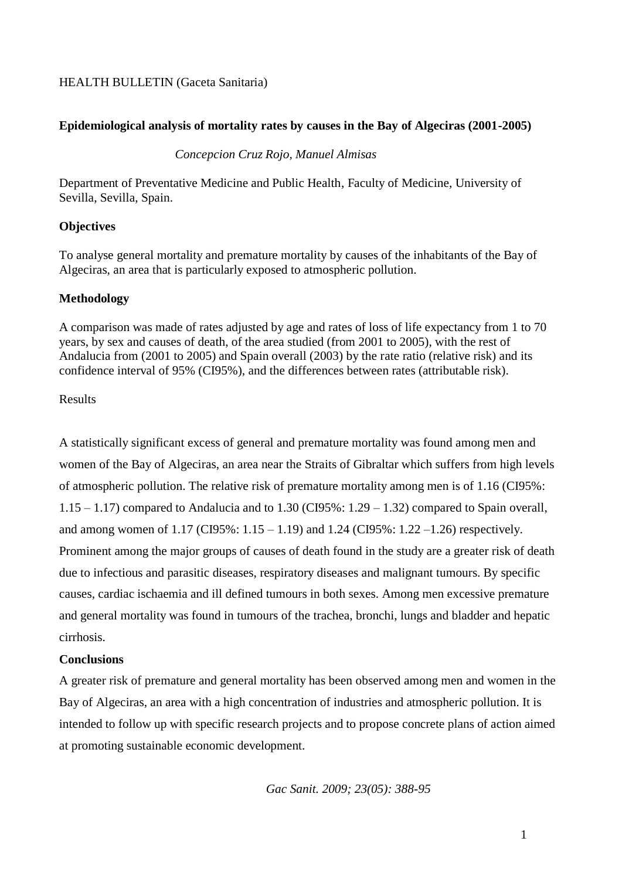HEALTH BULLETIN (Gaceta Sanitaria)

# Epidemiological analysis of mortality rates by causes in the Bay of Algeciras (2001-2005)

*Concepcion Cruz Rojo, Manuel Almisas*

Department of Preventative Medicine and Public Health, Faculty of Medicine, University of Sevilla, Sevilla, Spain.

## Objectives

To analyse general mortality and premature mortality by causes of the inhabitants of the Bay of Algeciras, an area that is particularly exposed to atmospheric pollution.

## Methodology

A comparison was made of rates adjusted by age and rates of loss of life expectancy from 1 to 70 years, by sex and causes of death, of the area studied (from 2001 to 2005), with the rest of Andalucia from (2001 to 2005) and Spain overall (2003) by the rate ratio (relative risk) and its confidence interval of 95% (CI95%), and the differences between rates (attributable risk).

Results

A statistically significant excess of general and premature mortality was found among men and women of the Bay of Algeciras, an area near the Straits of Gibraltar which suffers from high levels of atmospheric pollution. The relative risk of premature mortality among men is of 1.16 (CI95%: 1.15 – 1.17) compared to Andalucia and to 1.30 (CI95%: 1.29 – 1.32) compared to Spain overall, and among women of 1.17 (CI95%: 1.15 – 1.19) and 1.24 (CI95%: 1.22 –1.26) respectively. Prominent among the major groups of causes of death found in the study are a greater risk of death due to infectious and parasitic diseases, respiratory diseases and malignant tumours. By specific causes, cardiac ischaemia and ill defined tumours in both sexes. Among men excessive premature and general mortality was found in tumours of the trachea, bronchi, lungs and bladder and hepatic cirrhosis.

## Conclusions

A greater risk of premature and general mortality has been observed among men and women in the Bay of Algeciras, an area with a high concentration of industries and atmospheric pollution. It is intended to follow up with specific research projects and to propose concrete plans of action aimed at promoting sustainable economic development.

*Gac Sanit. 2009; 23(05): 388-95*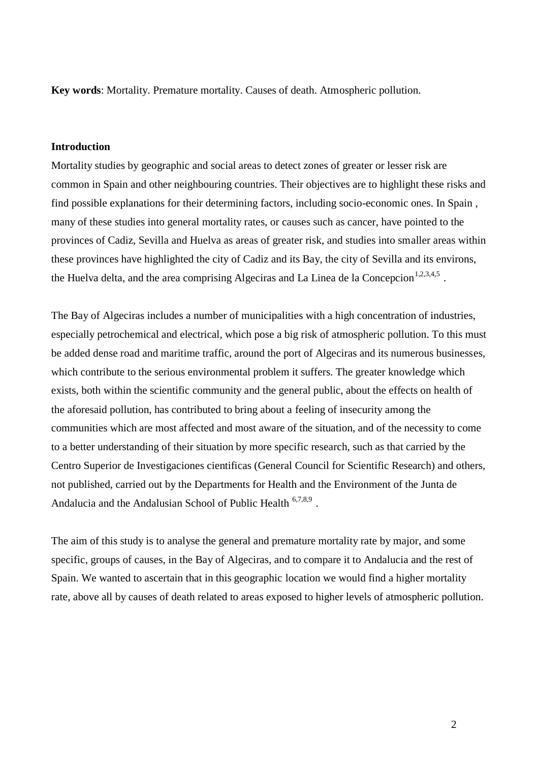**Key words**: Mortality. Premature mortality. Causes of death. Atmospheric pollution.

## Introduction

Mortality studies by geographic and social areas to detect zones of greater or lesser risk are common in Spain and other neighbouring countries. Their objectives are to highlight these risks and find possible explanations for their determining factors, including socio-economic ones. In Spain , many of these studies into general mortality rates, or causes such as cancer, have pointed to the provinces of Cadiz, Sevilla and Huelva as areas of greater risk, and studies into smaller areas within these provinces have highlighted the city of Cadiz and its Bay, the city of Sevilla and its environs, the Huelva delta, and the area comprising Algeciras and La Linea de la Concepcion[1,2,3,4,5] .

The Bay of Algeciras includes a number of municipalities with a high concentration of industries, especially petrochemical and electrical, which pose a big risk of atmospheric pollution. To this must be added dense road and maritime traffic, around the port of Algeciras and its numerous businesses, which contribute to the serious environmental problem it suffers. The greater knowledge which exists, both within the scientific community and the general public, about the effects on health of the aforesaid pollution, has contributed to bring about a feeling of insecurity among the communities which are most affected and most aware of the situation, and of the necessity to come to a better understanding of their situation by more specific research, such as that carried by the Centro Superior de Investigaciones cientificas (General Council for Scientific Research) and others, not published, carried out by the Departments for Health and the Environment of the Junta de Andalucia and the Andalusian School of Public Health [6,7,8,9] .

The aim of this study is to analyse the general and premature mortality rate by major, and some specific, groups of causes, in the Bay of Algeciras, and to compare it to Andalucia and the rest of Spain. We wanted to ascertain that in this geographic location we would find a higher mortality rate, above all by causes of death related to areas exposed to higher levels of atmospheric pollution.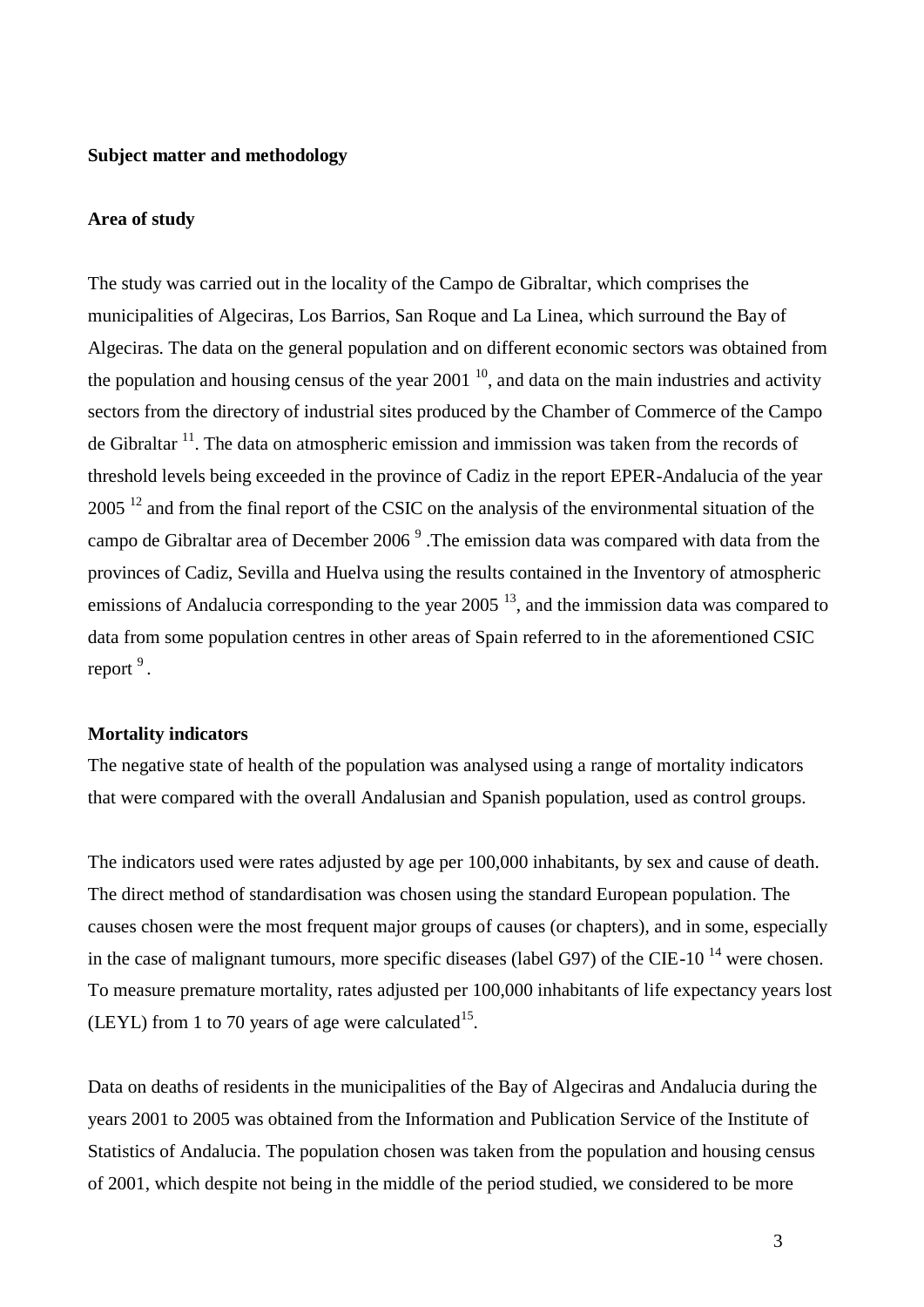**Subject matter and methodology**

**Area of study**

The study was carried out in the locality of the Campo de Gibraltar, which comprises the municipalities of Algeciras, Los Barrios, San Roque and La Linea, which surround the Bay of Algeciras. The data on the general population and on different economic sectors was obtained from the population and housing census of the year 2001 [10], and data on the main industries and activity sectors from the directory of industrial sites produced by the Chamber of Commerce of the Campo de Gibraltar [11]. The data on atmospheric emission and immission was taken from the records of threshold levels being exceeded in the province of Cadiz in the report EPER-Andalucia of the year 2005 [12] and from the final report of the CSIC on the analysis of the environmental situation of the campo de Gibraltar area of December 2006 [9] .The emission data was compared with data from the provinces of Cadiz, Sevilla and Huelva using the results contained in the Inventory of atmospheric emissions of Andalucia corresponding to the year 2005 [13], and the immission data was compared to data from some population centres in other areas of Spain referred to in the aforementioned CSIC report [9] .

**Mortality indicators**

The negative state of health of the population was analysed using a range of mortality indicators that were compared with the overall Andalusian and Spanish population, used as control groups.

The indicators used were rates adjusted by age per 100,000 inhabitants, by sex and cause of death. The direct method of standardisation was chosen using the standard European population. The causes chosen were the most frequent major groups of causes (or chapters), and in some, especially in the case of malignant tumours, more specific diseases (label G97) of the CIE-10 [14] were chosen. To measure premature mortality, rates adjusted per 100,000 inhabitants of life expectancy years lost (LEYL) from 1 to 70 years of age were calculated[15].

Data on deaths of residents in the municipalities of the Bay of Algeciras and Andalucia during the years 2001 to 2005 was obtained from the Information and Publication Service of the Institute of Statistics of Andalucia. The population chosen was taken from the population and housing census of 2001, which despite not being in the middle of the period studied, we considered to be more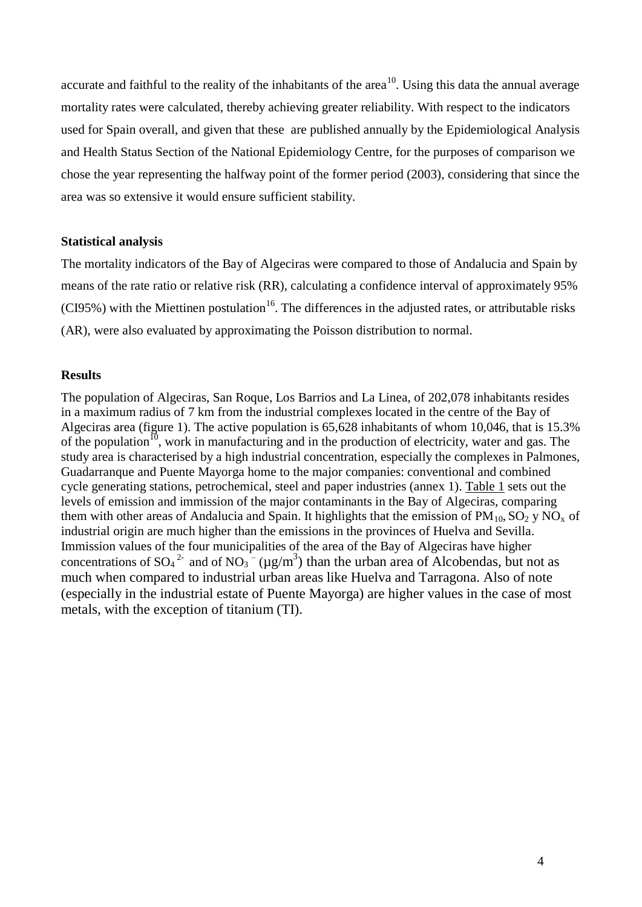accurate and faithful to the reality of the inhabitants of the area[10]. Using this data the annual average mortality rates were calculated, thereby achieving greater reliability. With respect to the indicators used for Spain overall, and given that these are published annually by the Epidemiological Analysis and Health Status Section of the National Epidemiology Centre, for the purposes of comparison we chose the year representing the halfway point of the former period (2003), considering that since the area was so extensive it would ensure sufficient stability.

**Statistical analysis**

The mortality indicators of the Bay of Algeciras were compared to those of Andalucia and Spain by means of the rate ratio or relative risk (RR), calculating a confidence interval of approximately 95% (CI95%) with the Miettinen postulation[16]. The differences in the adjusted rates, or attributable risks (AR), were also evaluated by approximating the Poisson distribution to normal.

**Results**

The population of Algeciras, San Roque, Los Barrios and La Linea, of 202,078 inhabitants resides in a maximum radius of 7 km from the industrial complexes located in the centre of the Bay of Algeciras area (figure 1). The active population is 65,628 inhabitants of whom 10,046, that is 15.3% of the population[10], work in manufacturing and in the production of electricity, water and gas. The study area is characterised by a high industrial concentration, especially the complexes in Palmones, Guadarranque and Puente Mayorga home to the major companies: conventional and combined cycle generating stations, petrochemical, steel and paper industries (annex 1). Table 1 sets out the levels of emission and immission of the major contaminants in the Bay of Algeciras, comparing them with other areas of Andalucia and Spain. It highlights that the emission of $PM_{10}$, $SO_2$ y $NO_x$ of industrial origin are much higher than the emissions in the provinces of Huelva and Sevilla. Immission values of the four municipalities of the area of the Bay of Algeciras have higher concentrations of $SO_4^{2-}$ and of $NO_3^{-}$ ($\mu g/m^3$) than the urban area of Alcobendas, but not as much when compared to industrial urban areas like Huelva and Tarragona. Also of note (especially in the industrial estate of Puente Mayorga) are higher values in the case of most metals, with the exception of titanium (TI).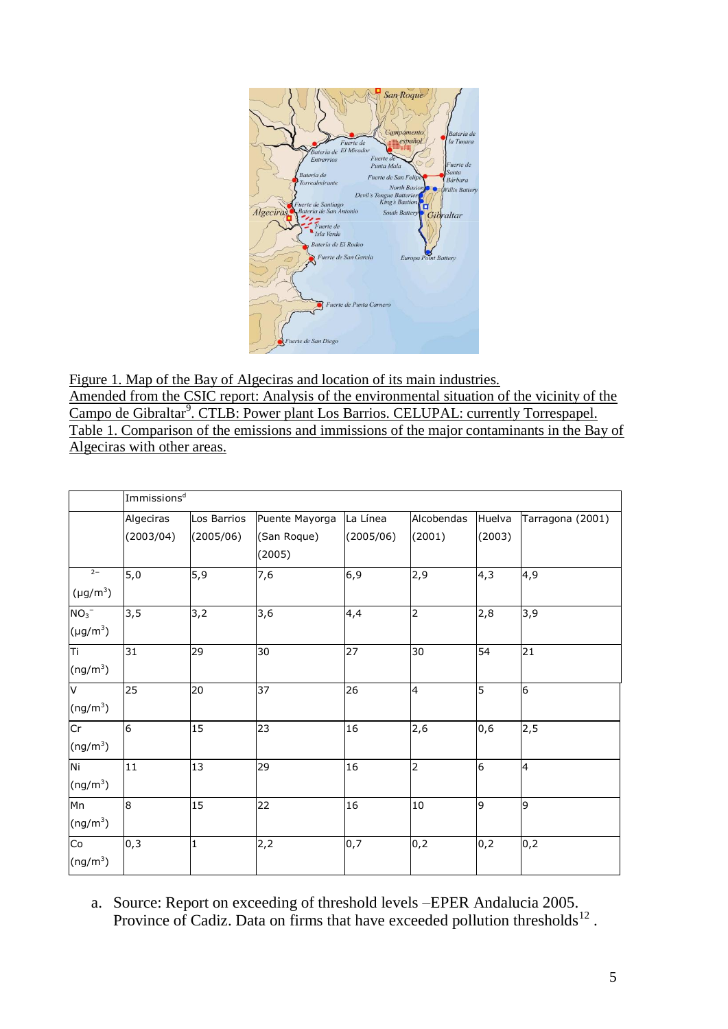Figure 1. Map of the Bay of Algeciras and location of its main industries.
Amended from the CSIC report: Analysis of the environmental situation of the vicinity of the Campo de Gibraltar[9]. CTLB: Power plant Los Barrios. CELUPAL: currently Torrespapel.
Table 1. Comparison of the emissions and immissions of the major contaminants in the Bay of Algeciras with other areas.

| | Immissions[d] | | | | | | |
|---|---|---|---|---|---|---|---|
| | Algeciras (2003/04) | Los Barrios (2005/06) | Puente Mayorga (San Roque) (2005) | La Línea (2005/06) | Alcobendas (2001) | Huelva (2003) | Tarragona (2001) |
| $^{2-}$ ($\mu g/m^3$) | 5,0 | 5,9 | 7,6 | 6,9 | 2,9 | 4,3 | 4,9 |
| $NO_3^-$ ($\mu g/m^3$) | 3,5 | 3,2 | 3,6 | 4,4 | 2 | 2,8 | 3,9 |
| Ti ($ng/m^3$) | 31 | 29 | 30 | 27 | 30 | 54 | 21 |
| V ($ng/m^3$) | 25 | 20 | 37 | 26 | 4 | 5 | 6 |
| Cr ($ng/m^3$) | 6 | 15 | 23 | 16 | 2,6 | 0,6 | 2,5 |
| Ni ($ng/m^3$) | 11 | 13 | 29 | 16 | 2 | 6 | 4 |
| Mn ($ng/m^3$) | 8 | 15 | 22 | 16 | 10 | 9 | 9 |
| Co ($ng/m^3$) | 0,3 | 1 | 2,2 | 0,7 | 0,2 | 0,2 | 0,2 |

a. Source: Report on exceeding of threshold levels –EPER Andalucia 2005. Province of Cadiz. Data on firms that have exceeded pollution thresholds[12] .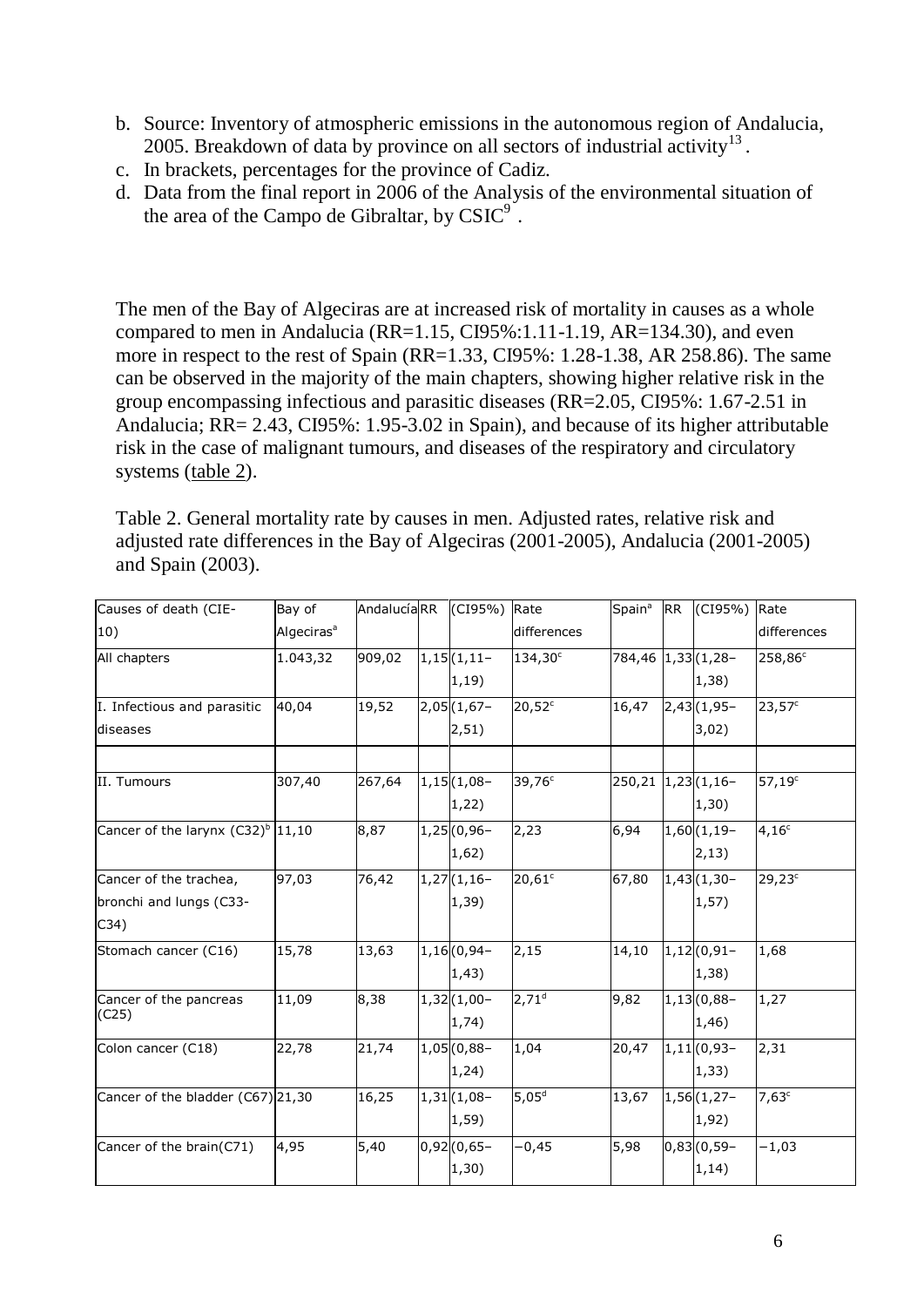b. Source: Inventory of atmospheric emissions in the autonomous region of Andalucia, 2005. Breakdown of data by province on all sectors of industrial activity[13].
c. In brackets, percentages for the province of Cadiz.
d. Data from the final report in 2006 of the Analysis of the environmental situation of the area of the Campo de Gibraltar, by CSIC[9].

The men of the Bay of Algeciras are at increased risk of mortality in causes as a whole compared to men in Andalucia (RR=1.15, CI95%:1.11-1.19, AR=134.30), and even more in respect to the rest of Spain (RR=1.33, CI95%: 1.28-1.38, AR 258.86). The same can be observed in the majority of the main chapters, showing higher relative risk in the group encompassing infectious and parasitic diseases (RR=2.05, CI95%: 1.67-2.51 in Andalucia; RR= 2.43, CI95%: 1.95-3.02 in Spain), and because of its higher attributable risk in the case of malignant tumours, and diseases of the respiratory and circulatory systems (table 2).

Table 2. General mortality rate by causes in men. Adjusted rates, relative risk and adjusted rate differences in the Bay of Algeciras (2001-2005), Andalucia (2001-2005) and Spain (2003).

| Causes of death (CIE-10) | Bay of Algeciras[a] | Andalucía | RR | (CI95%) | Rate differences | Spain[a] | RR | (CI95%) | Rate differences |
|---|---|---|---|---|---|---|---|---|---|
| All chapters | 1.043,32 | 909,02 | 1,15 | (1,11–1,19) | 134,30[c] | 784,46 | 1,33 | (1,28–1,38) | 258,86[c] |
| I. Infectious and parasitic diseases | 40,04 | 19,52 | 2,05 | (1,67–2,51) | 20,52[c] | 16,47 | 2,43 | (1,95–3,02) | 23,57[c] |
| | | | | | | | | | |
| II. Tumours | 307,40 | 267,64 | 1,15 | (1,08–1,22) | 39,76[c] | 250,21 | 1,23 | (1,16–1,30) | 57,19[c] |
| Cancer of the larynx (C32)[b] | 11,10 | 8,87 | 1,25 | (0,96–1,62) | 2,23 | 6,94 | 1,60 | (1,19–2,13) | 4,16[c] |
| Cancer of the trachea, bronchi and lungs (C33-C34) | 97,03 | 76,42 | 1,27 | (1,16–1,39) | 20,61[c] | 67,80 | 1,43 | (1,30–1,57) | 29,23[c] |
| Stomach cancer (C16) | 15,78 | 13,63 | 1,16 | (0,94–1,43) | 2,15 | 14,10 | 1,12 | (0,91–1,38) | 1,68 |
| Cancer of the pancreas (C25) | 11,09 | 8,38 | 1,32 | (1,00–1,74) | 2,71[d] | 9,82 | 1,13 | (0,88–1,46) | 1,27 |
| Colon cancer (C18) | 22,78 | 21,74 | 1,05 | (0,88–1,24) | 1,04 | 20,47 | 1,11 | (0,93–1,33) | 2,31 |
| Cancer of the bladder (C67) | 21,30 | 16,25 | 1,31 | (1,08–1,59) | 5,05[d] | 13,67 | 1,56 | (1,27–1,92) | 7,63[c] |
| Cancer of the brain(C71) | 4,95 | 5,40 | 0,92 | (0,65–1,30) | −0,45 | 5,98 | 0,83 | (0,59–1,14) | −1,03 |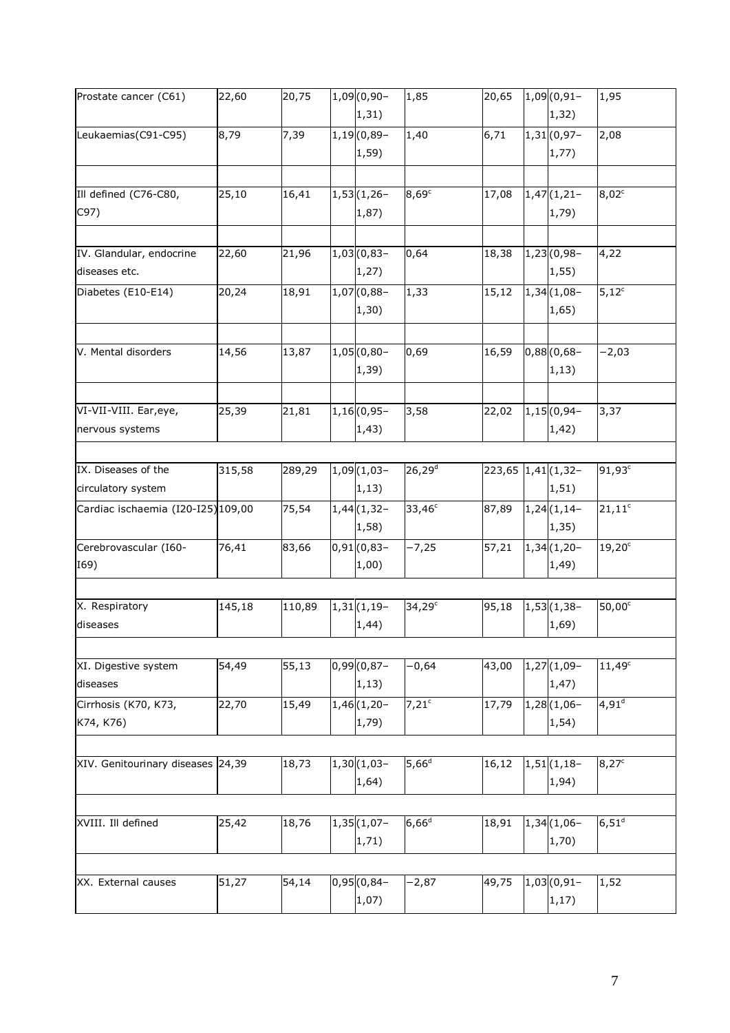| Prostate cancer (C61) | 22,60 | 20,75 | 1,09 (0,90–1,31) | 1,85 | 20,65 | 1,09 (0,91–1,32) | 1,95 |
|---|---|---|---|---|---|---|---|
| Leukaemias(C91-C95) | 8,79 | 7,39 | 1,19 (0,89–1,59) | 1,40 | 6,71 | 1,31 (0,97–1,77) | 2,08 |
| | | | | | | | |
| Ill defined (C76-C80, C97) | 25,10 | 16,41 | 1,53 (1,26–1,87) | 8,69[c] | 17,08 | 1,47 (1,21–1,79) | 8,02[c] |
| | | | | | | | |
| IV. Glandular, endocrine diseases etc. | 22,60 | 21,96 | 1,03 (0,83–1,27) | 0,64 | 18,38 | 1,23 (0,98–1,55) | 4,22 |
| Diabetes (E10-E14) | 20,24 | 18,91 | 1,07 (0,88–1,30) | 1,33 | 15,12 | 1,34 (1,08–1,65) | 5,12[c] |
| | | | | | | | |
| V. Mental disorders | 14,56 | 13,87 | 1,05 (0,80–1,39) | 0,69 | 16,59 | 0,88 (0,68–1,13) | −2,03 |
| | | | | | | | |
| VI-VII-VIII. Ear,eye, nervous systems | 25,39 | 21,81 | 1,16 (0,95–1,43) | 3,58 | 22,02 | 1,15 (0,94–1,42) | 3,37 |
| | | | | | | | |
| IX. Diseases of the circulatory system | 315,58 | 289,29 | 1,09 (1,03–1,13) | 26,29[d] | 223,65 | 1,41 (1,32–1,51) | 91,93[c] |
| Cardiac ischaemia (I20-I25) | 109,00 | 75,54 | 1,44 (1,32–1,58) | 33,46[c] | 87,89 | 1,24 (1,14–1,35) | 21,11[c] |
| Cerebrovascular (I60-I69) | 76,41 | 83,66 | 0,91 (0,83–1,00) | −7,25 | 57,21 | 1,34 (1,20–1,49) | 19,20[c] |
| | | | | | | | |
| X. Respiratory diseases | 145,18 | 110,89 | 1,31 (1,19–1,44) | 34,29[c] | 95,18 | 1,53 (1,38–1,69) | 50,00[c] |
| | | | | | | | |
| XI. Digestive system diseases | 54,49 | 55,13 | 0,99 (0,87–1,13) | −0,64 | 43,00 | 1,27 (1,09–1,47) | 11,49[c] |
| Cirrhosis (K70, K73, K74, K76) | 22,70 | 15,49 | 1,46 (1,20–1,79) | 7,21[c] | 17,79 | 1,28 (1,06–1,54) | 4,91[d] |
| | | | | | | | |
| XIV. Genitourinary diseases | 24,39 | 18,73 | 1,30 (1,03–1,64) | 5,66[d] | 16,12 | 1,51 (1,18–1,94) | 8,27[c] |
| | | | | | | | |
| XVIII. Ill defined | 25,42 | 18,76 | 1,35 (1,07–1,71) | 6,66[d] | 18,91 | 1,34 (1,06–1,70) | 6,51[d] |
| | | | | | | | |
| XX. External causes | 51,27 | 54,14 | 0,95 (0,84–1,07) | −2,87 | 49,75 | 1,03 (0,91–1,17) | 1,52 |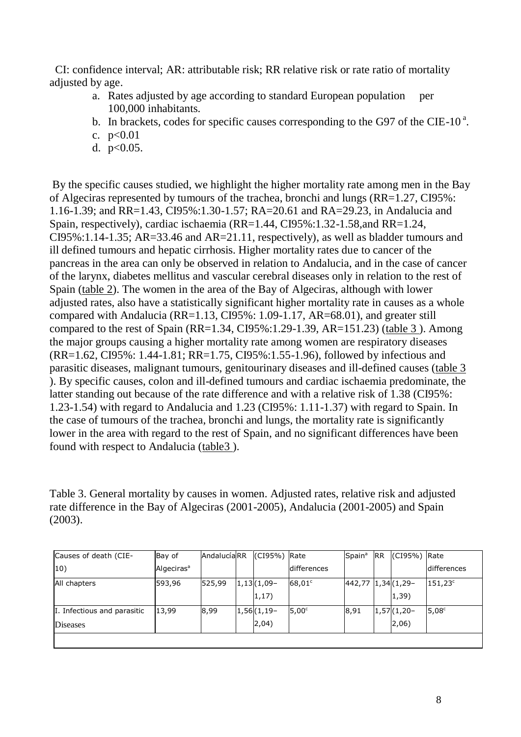CI: confidence interval; AR: attributable risk; RR relative risk or rate ratio of mortality adjusted by age.

a. Rates adjusted by age according to standard European population per 100,000 inhabitants.
b. In brackets, codes for specific causes corresponding to the G97 of the CIE-10 [a].
c. $p<0.01$
d. $p<0.05$.

By the specific causes studied, we highlight the higher mortality rate among men in the Bay of Algeciras represented by tumours of the trachea, bronchi and lungs (RR=1.27, CI95%: 1.16-1.39; and RR=1.43, CI95%:1.30-1.57; RA=20.61 and RA=29.23, in Andalucia and Spain, respectively), cardiac ischaemia (RR=1.44, CI95%:1.32-1.58,and RR=1.24, CI95%:1.14-1.35; AR=33.46 and AR=21.11, respectively), as well as bladder tumours and ill defined tumours and hepatic cirrhosis. Higher mortality rates due to cancer of the pancreas in the area can only be observed in relation to Andalucia, and in the case of cancer of the larynx, diabetes mellitus and vascular cerebral diseases only in relation to the rest of Spain (table 2). The women in the area of the Bay of Algeciras, although with lower adjusted rates, also have a statistically significant higher mortality rate in causes as a whole compared with Andalucia (RR=1.13, CI95%: 1.09-1.17, AR=68.01), and greater still compared to the rest of Spain (RR=1.34, CI95%:1.29-1.39, AR=151.23) (table 3 ). Among the major groups causing a higher mortality rate among women are respiratory diseases (RR=1.62, CI95%: 1.44-1.81; RR=1.75, CI95%:1.55-1.96), followed by infectious and parasitic diseases, malignant tumours, genitourinary diseases and ill-defined causes (table 3 ). By specific causes, colon and ill-defined tumours and cardiac ischaemia predominate, the latter standing out because of the rate difference and with a relative risk of 1.38 (CI95%: 1.23-1.54) with regard to Andalucia and 1.23 (CI95%: 1.11-1.37) with regard to Spain. In the case of tumours of the trachea, bronchi and lungs, the mortality rate is significantly lower in the area with regard to the rest of Spain, and no significant differences have been found with respect to Andalucia (table3 ).

Table 3. General mortality by causes in women. Adjusted rates, relative risk and adjusted rate difference in the Bay of Algeciras (2001-2005), Andalucia (2001-2005) and Spain (2003).

| Causes of death (CIE-10) | Bay of Algeciras[a] | Andalucía | RR | (CI95%) | Rate differences | Spain[a] | RR | (CI95%) | Rate differences |
|---|---|---|---|---|---|---|---|---|---|
| All chapters | 593,96 | 525,99 | 1,13 | (1,09–1,17) | 68,01[c] | 442,77 | 1,34 | (1,29–1,39) | 151,23[c] |
| I. Infectious and parasitic Diseases | 13,99 | 8,99 | 1,56 | (1,19–2,04) | 5,00[c] | 8,91 | 1,57 | (1,20–2,06) | 5,08[c] |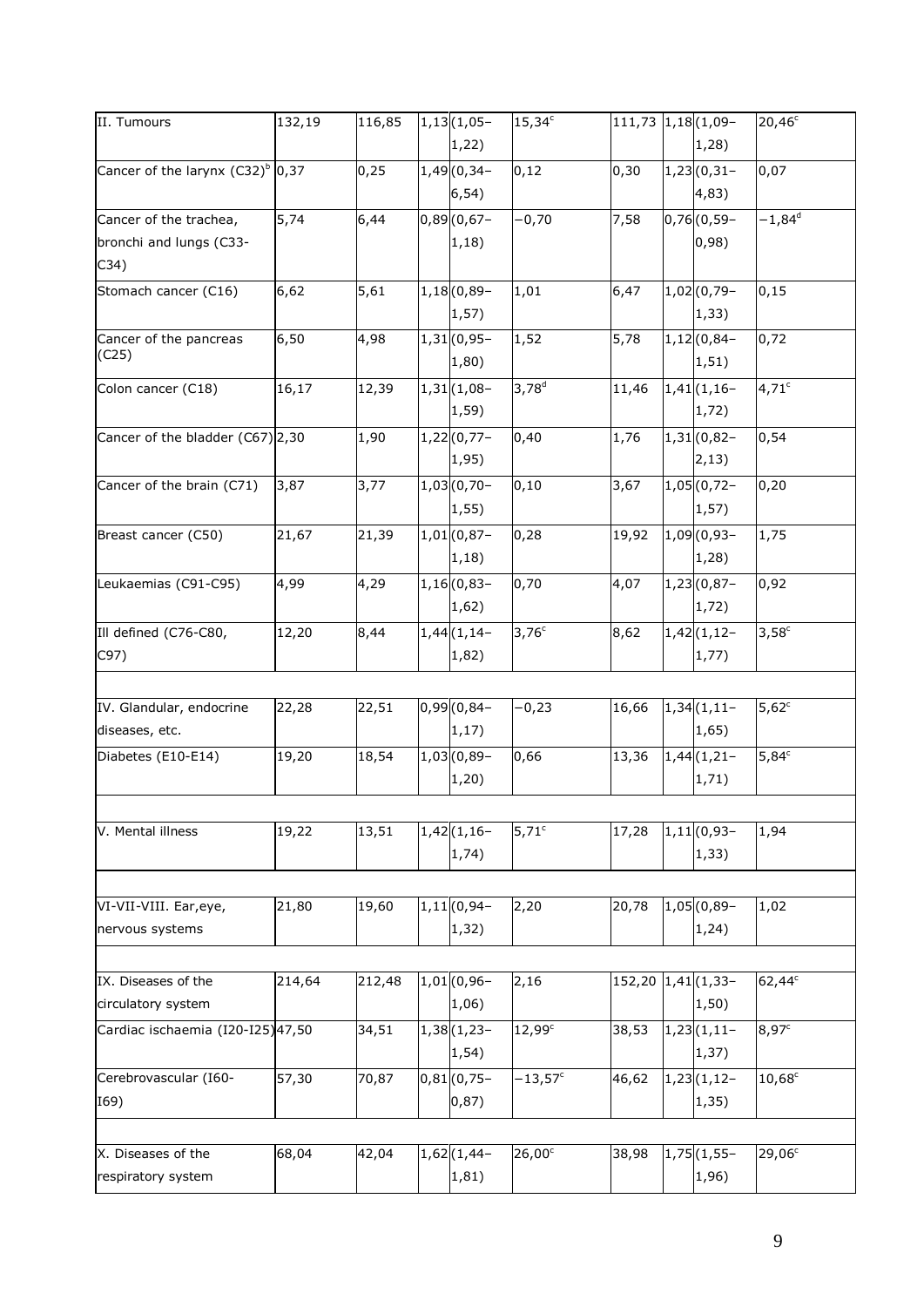| II. Tumours | 132,19 | 116,85 | 1,13 (1,05–1,22) | 15,34[c] | 111,73 | 1,18 (1,09–1,28) | 20,46[c] |
|---|---|---|---|---|---|---|---|
| Cancer of the larynx (C32)[b] | 0,37 | 0,25 | 1,49 (0,34–6,54) | 0,12 | 0,30 | 1,23 (0,31–4,83) | 0,07 |
| Cancer of the trachea, bronchi and lungs (C33-C34) | 5,74 | 6,44 | 0,89 (0,67–1,18) | −0,70 | 7,58 | 0,76 (0,59–0,98) | −1,84[d] |
| Stomach cancer (C16) | 6,62 | 5,61 | 1,18 (0,89–1,57) | 1,01 | 6,47 | 1,02 (0,79–1,33) | 0,15 |
| Cancer of the pancreas (C25) | 6,50 | 4,98 | 1,31 (0,95–1,80) | 1,52 | 5,78 | 1,12 (0,84–1,51) | 0,72 |
| Colon cancer (C18) | 16,17 | 12,39 | 1,31 (1,08–1,59) | 3,78[d] | 11,46 | 1,41 (1,16–1,72) | 4,71[c] |
| Cancer of the bladder (C67) | 2,30 | 1,90 | 1,22 (0,77–1,95) | 0,40 | 1,76 | 1,31 (0,82–2,13) | 0,54 |
| Cancer of the brain (C71) | 3,87 | 3,77 | 1,03 (0,70–1,55) | 0,10 | 3,67 | 1,05 (0,72–1,57) | 0,20 |
| Breast cancer (C50) | 21,67 | 21,39 | 1,01 (0,87–1,18) | 0,28 | 19,92 | 1,09 (0,93–1,28) | 1,75 |
| Leukaemias (C91-C95) | 4,99 | 4,29 | 1,16 (0,83–1,62) | 0,70 | 4,07 | 1,23 (0,87–1,72) | 0,92 |
| Ill defined (C76-C80, C97) | 12,20 | 8,44 | 1,44 (1,14–1,82) | 3,76[c] | 8,62 | 1,42 (1,12–1,77) | 3,58[c] |
| | | | | | | | |
| IV. Glandular, endocrine diseases, etc. | 22,28 | 22,51 | 0,99 (0,84–1,17) | −0,23 | 16,66 | 1,34 (1,11–1,65) | 5,62[c] |
| Diabetes (E10-E14) | 19,20 | 18,54 | 1,03 (0,89–1,20) | 0,66 | 13,36 | 1,44 (1,21–1,71) | 5,84[c] |
| | | | | | | | |
| V. Mental illness | 19,22 | 13,51 | 1,42 (1,16–1,74) | 5,71[c] | 17,28 | 1,11 (0,93–1,33) | 1,94 |
| | | | | | | | |
| VI-VII-VIII. Ear,eye, nervous systems | 21,80 | 19,60 | 1,11 (0,94–1,32) | 2,20 | 20,78 | 1,05 (0,89–1,24) | 1,02 |
| | | | | | | | |
| IX. Diseases of the circulatory system | 214,64 | 212,48 | 1,01 (0,96–1,06) | 2,16 | 152,20 | 1,41 (1,33–1,50) | 62,44[c] |
| Cardiac ischaemia (I20-I25) | 47,50 | 34,51 | 1,38 (1,23–1,54) | 12,99[c] | 38,53 | 1,23 (1,11–1,37) | 8,97[c] |
| Cerebrovascular (I60-I69) | 57,30 | 70,87 | 0,81 (0,75–0,87) | −13,57[c] | 46,62 | 1,23 (1,12–1,35) | 10,68[c] |
| | | | | | | | |
| X. Diseases of the respiratory system | 68,04 | 42,04 | 1,62 (1,44–1,81) | 26,00[c] | 38,98 | 1,75 (1,55–1,96) | 29,06[c] |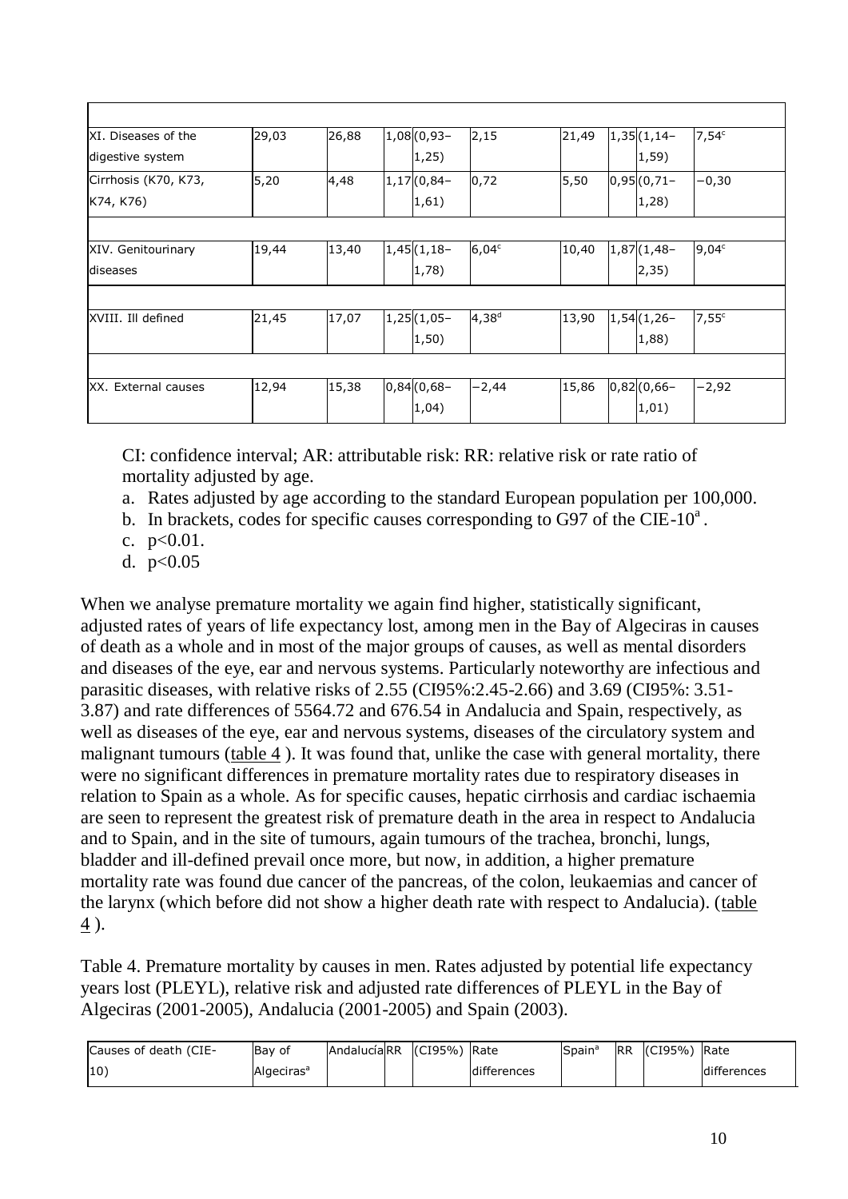| | | | | | | | | |
|---|---|---|---|---|---|---|---|---|
| XI. Diseases of the digestive system | 29,03 | 26,88 | 1,08 | (0,93–1,25) | 2,15 | 21,49 | 1,35 | (1,14–1,59) | 7,54[c] |
| Cirrhosis (K70, K73, K74, K76) | 5,20 | 4,48 | 1,17 | (0,84–1,61) | 0,72 | 5,50 | 0,95 | (0,71–1,28) | −0,30 |
| | | | | | | | | | |
| XIV. Genitourinary diseases | 19,44 | 13,40 | 1,45 | (1,18–1,78) | 6,04[c] | 10,40 | 1,87 | (1,48–2,35) | 9,04[c] |
| | | | | | | | | | |
| XVIII. Ill defined | 21,45 | 17,07 | 1,25 | (1,05–1,50) | 4,38[d] | 13,90 | 1,54 | (1,26–1,88) | 7,55[c] |
| | | | | | | | | | |
| XX. External causes | 12,94 | 15,38 | 0,84 | (0,68–1,04) | −2,44 | 15,86 | 0,82 | (0,66–1,01) | −2,92 |

CI: confidence interval; AR: attributable risk: RR: relative risk or rate ratio of mortality adjusted by age.

a. Rates adjusted by age according to the standard European population per 100,000.
b. In brackets, codes for specific causes corresponding to G97 of the CIE-10[a].
c. $p<0.01$.
d. $p<0.05$

When we analyse premature mortality we again find higher, statistically significant, adjusted rates of years of life expectancy lost, among men in the Bay of Algeciras in causes of death as a whole and in most of the major groups of causes, as well as mental disorders and diseases of the eye, ear and nervous systems. Particularly noteworthy are infectious and parasitic diseases, with relative risks of 2.55 (CI95%:2.45-2.66) and 3.69 (CI95%: 3.51-3.87) and rate differences of 5564.72 and 676.54 in Andalucia and Spain, respectively, as well as diseases of the eye, ear and nervous systems, diseases of the circulatory system and malignant tumours (table 4 ). It was found that, unlike the case with general mortality, there were no significant differences in premature mortality rates due to respiratory diseases in relation to Spain as a whole. As for specific causes, hepatic cirrhosis and cardiac ischaemia are seen to represent the greatest risk of premature death in the area in respect to Andalucia and to Spain, and in the site of tumours, again tumours of the trachea, bronchi, lungs, bladder and ill-defined prevail once more, but now, in addition, a higher premature mortality rate was found due cancer of the pancreas, of the colon, leukaemias and cancer of the larynx (which before did not show a higher death rate with respect to Andalucia). (table 4 ).

Table 4. Premature mortality by causes in men. Rates adjusted by potential life expectancy years lost (PLEYL), relative risk and adjusted rate differences of PLEYL in the Bay of Algeciras (2001-2005), Andalucia (2001-2005) and Spain (2003).

| Causes of death (CIE-10) | Bay of Algeciras[a] | Andalucía | RR | (CI95%) | Rate differences | Spain[a] | RR | (CI95%) | Rate differences |
|---|---|---|---|---|---|---|---|---|---|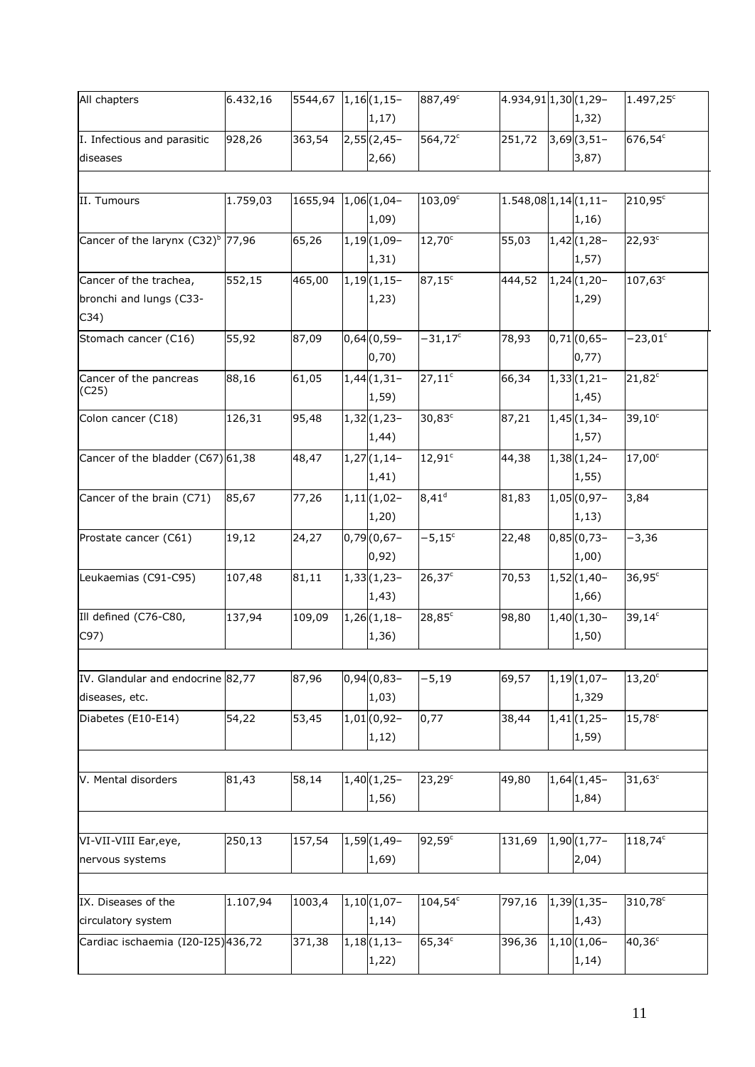| | | | | | | | | | |
|---|---|---|---|---|---|---|---|---|---|
| All chapters | 6.432,16 | 5544,67 | 1,16 | (1,15–1,17) | 887,49[c] | 4.934,91 | 1,30 | (1,29–1,32) | 1.497,25[c] |
| I. Infectious and parasitic diseases | 928,26 | 363,54 | 2,55 | (2,45–2,66) | 564,72[c] | 251,72 | 3,69 | (3,51–3,87) | 676,54[c] |
| | | | | | | | | | |
| II. Tumours | 1.759,03 | 1655,94 | 1,06 | (1,04–1,09) | 103,09[c] | 1.548,08 | 1,14 | (1,11–1,16) | 210,95[c] |
| Cancer of the larynx (C32)[b] | 77,96 | 65,26 | 1,19 | (1,09–1,31) | 12,70[c] | 55,03 | 1,42 | (1,28–1,57) | 22,93[c] |
| Cancer of the trachea, bronchi and lungs (C33-C34) | 552,15 | 465,00 | 1,19 | (1,15–1,23) | 87,15[c] | 444,52 | 1,24 | (1,20–1,29) | 107,63[c] |
| Stomach cancer (C16) | 55,92 | 87,09 | 0,64 | (0,59–0,70) | −31,17[c] | 78,93 | 0,71 | (0,65–0,77) | −23,01[c] |
| Cancer of the pancreas (C25) | 88,16 | 61,05 | 1,44 | (1,31–1,59) | 27,11[c] | 66,34 | 1,33 | (1,21–1,45) | 21,82[c] |
| Colon cancer (C18) | 126,31 | 95,48 | 1,32 | (1,23–1,44) | 30,83[c] | 87,21 | 1,45 | (1,34–1,57) | 39,10[c] |
| Cancer of the bladder (C67) | 61,38 | 48,47 | 1,27 | (1,14–1,41) | 12,91[c] | 44,38 | 1,38 | (1,24–1,55) | 17,00[c] |
| Cancer of the brain (C71) | 85,67 | 77,26 | 1,11 | (1,02–1,20) | 8,41[d] | 81,83 | 1,05 | (0,97–1,13) | 3,84 |
| Prostate cancer (C61) | 19,12 | 24,27 | 0,79 | (0,67–0,92) | −5,15[c] | 22,48 | 0,85 | (0,73–1,00) | −3,36 |
| Leukaemias (C91-C95) | 107,48 | 81,11 | 1,33 | (1,23–1,43) | 26,37[c] | 70,53 | 1,52 | (1,40–1,66) | 36,95[c] |
| Ill defined (C76-C80, C97) | 137,94 | 109,09 | 1,26 | (1,18–1,36) | 28,85[c] | 98,80 | 1,40 | (1,30–1,50) | 39,14[c] |
| | | | | | | | | | |
| IV. Glandular and endocrine diseases, etc. | 82,77 | 87,96 | 0,94 | (0,83–1,03) | −5,19 | 69,57 | 1,19 | (1,07–1,329 | 13,20[c] |
| Diabetes (E10-E14) | 54,22 | 53,45 | 1,01 | (0,92–1,12) | 0,77 | 38,44 | 1,41 | (1,25–1,59) | 15,78[c] |
| | | | | | | | | | |
| V. Mental disorders | 81,43 | 58,14 | 1,40 | (1,25–1,56) | 23,29[c] | 49,80 | 1,64 | (1,45–1,84) | 31,63[c] |
| | | | | | | | | | |
| VI-VII-VIII Ear,eye, nervous systems | 250,13 | 157,54 | 1,59 | (1,49–1,69) | 92,59[c] | 131,69 | 1,90 | (1,77–2,04) | 118,74[c] |
| | | | | | | | | | |
| IX. Diseases of the circulatory system | 1.107,94 | 1003,4 | 1,10 | (1,07–1,14) | 104,54[c] | 797,16 | 1,39 | (1,35–1,43) | 310,78[c] |
| Cardiac ischaemia (I20-I25) | 436,72 | 371,38 | 1,18 | (1,13–1,22) | 65,34[c] | 396,36 | 1,10 | (1,06–1,14) | 40,36[c] |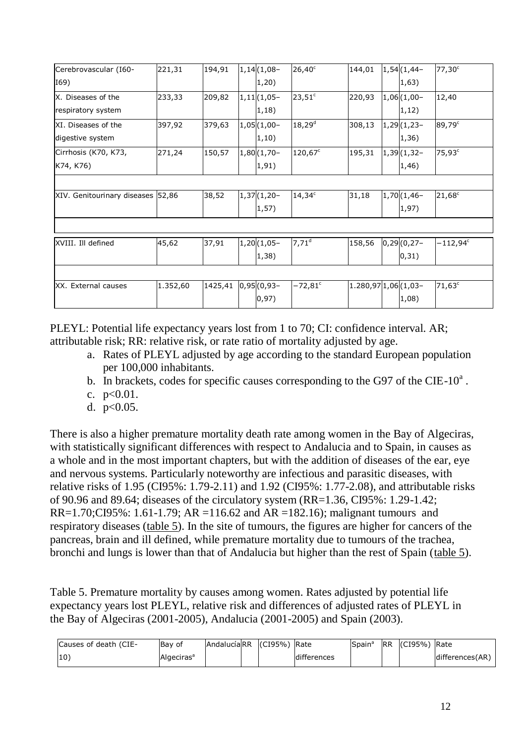| Cerebrovascular (I60-I69) | 221,31 | 194,91 | 1,14 | (1,08–1,20) | 26,40[c] | 144,01 | 1,54 | (1,44–1,63) | 77,30[c] |
|---|---|---|---|---|---|---|---|---|---|
| X. Diseases of the respiratory system | 233,33 | 209,82 | 1,11 | (1,05–1,18) | 23,51[c] | 220,93 | 1,06 | (1,00–1,12) | 12,40 |
| XI. Diseases of the digestive system | 397,92 | 379,63 | 1,05 | (1,00–1,10) | 18,29[d] | 308,13 | 1,29 | (1,23–1,36) | 89,79[c] |
| Cirrhosis (K70, K73, K74, K76) | 271,24 | 150,57 | 1,80 | (1,70–1,91) | 120,67[c] | 195,31 | 1,39 | (1,32–1,46) | 75,93[c] |
| | | | | | | | | | |
| XIV. Genitourinary diseases | 52,86 | 38,52 | 1,37 | (1,20–1,57) | 14,34[c] | 31,18 | 1,70 | (1,46–1,97) | 21,68[c] |
| | | | | | | | | | |
| XVIII. Ill defined | 45,62 | 37,91 | 1,20 | (1,05–1,38) | 7,71[d] | 158,56 | 0,29 | (0,27–0,31) | −112,94[c] |
| | | | | | | | | | |
| XX. External causes | 1.352,60 | 1425,41 | 0,95 | (0,93–0,97) | −72,81[c] | 1.280,97 | 1,06 | (1,03–1,08) | 71,63[c] |

PLEYL: Potential life expectancy years lost from 1 to 70; CI: confidence interval. AR; attributable risk; RR: relative risk, or rate ratio of mortality adjusted by age.

a. Rates of PLEYL adjusted by age according to the standard European population per 100,000 inhabitants.
b. In brackets, codes for specific causes corresponding to the G97 of the CIE-10[a] .
c. $p<0.01$.
d. $p<0.05$.

There is also a higher premature mortality death rate among women in the Bay of Algeciras, with statistically significant differences with respect to Andalucia and to Spain, in causes as a whole and in the most important chapters, but with the addition of diseases of the ear, eye and nervous systems. Particularly noteworthy are infectious and parasitic diseases, with relative risks of 1.95 (CI95%: 1.79-2.11) and 1.92 (CI95%: 1.77-2.08), and attributable risks of 90.96 and 89.64; diseases of the circulatory system (RR=1.36, CI95%: 1.29-1.42; RR=1.70;CI95%: 1.61-1.79; AR =116.62 and AR =182.16); malignant tumours and respiratory diseases (table 5). In the site of tumours, the figures are higher for cancers of the pancreas, brain and ill defined, while premature mortality due to tumours of the trachea, bronchi and lungs is lower than that of Andalucia but higher than the rest of Spain (table 5).

Table 5. Premature mortality by causes among women. Rates adjusted by potential life expectancy years lost PLEYL, relative risk and differences of adjusted rates of PLEYL in the Bay of Algeciras (2001-2005), Andalucia (2001-2005) and Spain (2003).

| Causes of death (CIE-10) | Bay of Algeciras[a] | Andalucía | RR | (CI95%) | Rate differences | Spain[a] | RR | (CI95%) | Rate differences(AR) |
|---|---|---|---|---|---|---|---|---|---|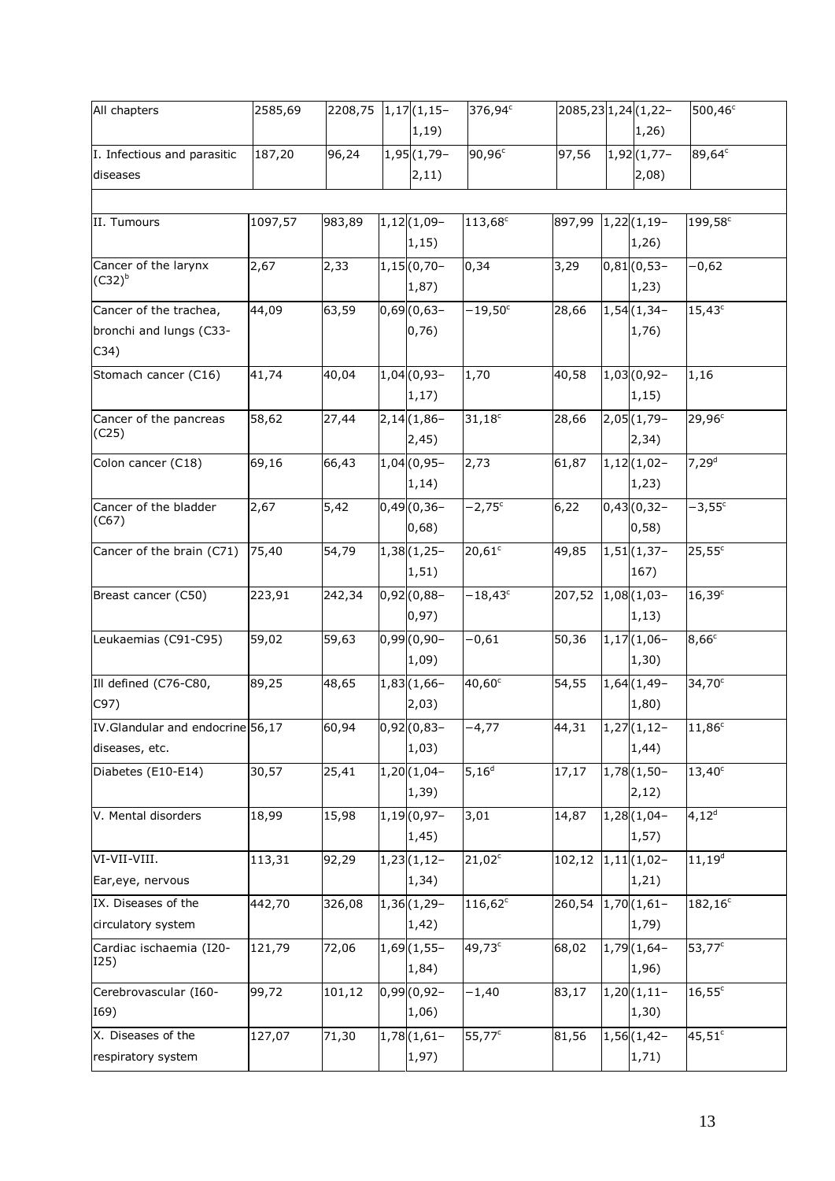| All chapters | 2585,69 | 2208,75 | 1,17 | (1,15–1,19) | 376,94[c] | 2085,23 | 1,24 | (1,22–1,26) | 500,46[c] |
|---|---|---|---|---|---|---|---|---|---|
| I. Infectious and parasitic diseases | 187,20 | 96,24 | 1,95 | (1,79–2,11) | 90,96[c] | 97,56 | 1,92 | (1,77–2,08) | 89,64[c] |
| | | | | | | | | | |
| II. Tumours | 1097,57 | 983,89 | 1,12 | (1,09–1,15) | 113,68[c] | 897,99 | 1,22 | (1,19–1,26) | 199,58[c] |
| Cancer of the larynx (C32)[b] | 2,67 | 2,33 | 1,15 | (0,70–1,87) | 0,34 | 3,29 | 0,81 | (0,53–1,23) | −0,62 |
| Cancer of the trachea, bronchi and lungs (C33-C34) | 44,09 | 63,59 | 0,69 | (0,63–0,76) | −19,50[c] | 28,66 | 1,54 | (1,34–1,76) | 15,43[c] |
| Stomach cancer (C16) | 41,74 | 40,04 | 1,04 | (0,93–1,17) | 1,70 | 40,58 | 1,03 | (0,92–1,15) | 1,16 |
| Cancer of the pancreas (C25) | 58,62 | 27,44 | 2,14 | (1,86–2,45) | 31,18[c] | 28,66 | 2,05 | (1,79–2,34) | 29,96[c] |
| Colon cancer (C18) | 69,16 | 66,43 | 1,04 | (0,95–1,14) | 2,73 | 61,87 | 1,12 | (1,02–1,23) | 7,29[d] |
| Cancer of the bladder (C67) | 2,67 | 5,42 | 0,49 | (0,36–0,68) | −2,75[c] | 6,22 | 0,43 | (0,32–0,58) | −3,55[c] |
| Cancer of the brain (C71) | 75,40 | 54,79 | 1,38 | (1,25–1,51) | 20,61[c] | 49,85 | 1,51 | (1,37–167) | 25,55[c] |
| Breast cancer (C50) | 223,91 | 242,34 | 0,92 | (0,88–0,97) | −18,43[c] | 207,52 | 1,08 | (1,03–1,13) | 16,39[c] |
| Leukaemias (C91-C95) | 59,02 | 59,63 | 0,99 | (0,90–1,09) | −0,61 | 50,36 | 1,17 | (1,06–1,30) | 8,66[c] |
| Ill defined (C76-C80, C97) | 89,25 | 48,65 | 1,83 | (1,66–2,03) | 40,60[c] | 54,55 | 1,64 | (1,49–1,80) | 34,70[c] |
| IV.Glandular and endocrine diseases, etc. | 56,17 | 60,94 | 0,92 | (0,83–1,03) | −4,77 | 44,31 | 1,27 | (1,12–1,44) | 11,86[c] |
| Diabetes (E10-E14) | 30,57 | 25,41 | 1,20 | (1,04–1,39) | 5,16[d] | 17,17 | 1,78 | (1,50–2,12) | 13,40[c] |
| V. Mental disorders | 18,99 | 15,98 | 1,19 | (0,97–1,45) | 3,01 | 14,87 | 1,28 | (1,04–1,57) | 4,12[d] |
| VI-VII-VIII. Ear,eye, nervous | 113,31 | 92,29 | 1,23 | (1,12–1,34) | 21,02[c] | 102,12 | 1,11 | (1,02–1,21) | 11,19[d] |
| IX. Diseases of the circulatory system | 442,70 | 326,08 | 1,36 | (1,29–1,42) | 116,62[c] | 260,54 | 1,70 | (1,61–1,79) | 182,16[c] |
| Cardiac ischaemia (I20-I25) | 121,79 | 72,06 | 1,69 | (1,55–1,84) | 49,73[c] | 68,02 | 1,79 | (1,64–1,96) | 53,77[c] |
| Cerebrovascular (I60-I69) | 99,72 | 101,12 | 0,99 | (0,92–1,06) | −1,40 | 83,17 | 1,20 | (1,11–1,30) | 16,55[c] |
| X. Diseases of the respiratory system | 127,07 | 71,30 | 1,78 | (1,61–1,97) | 55,77[c] | 81,56 | 1,56 | (1,42–1,71) | 45,51[c] |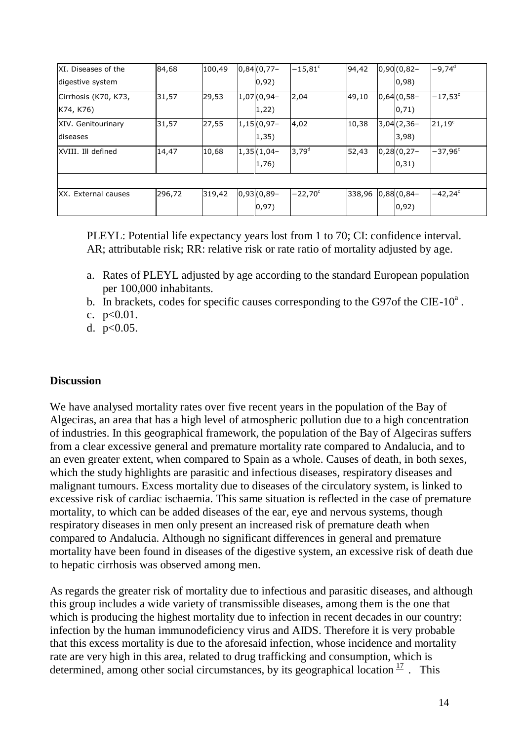| | | | | | | | |
|---|---|---|---|---|---|---|---|
| XI. Diseases of the digestive system | 84,68 | 100,49 | 0,84 (0,77–0,92) | −15,81[c] | 94,42 | 0,90 (0,82–0,98) | −9,74[d] |
| Cirrhosis (K70, K73, K74, K76) | 31,57 | 29,53 | 1,07 (0,94–1,22) | 2,04 | 49,10 | 0,64 (0,58–0,71) | −17,53[c] |
| XIV. Genitourinary diseases | 31,57 | 27,55 | 1,15 (0,97–1,35) | 4,02 | 10,38 | 3,04 (2,36–3,98) | 21,19[c] |
| XVIII. Ill defined | 14,47 | 10,68 | 1,35 (1,04–1,76) | 3,79[d] | 52,43 | 0,28 (0,27–0,31) | −37,96[c] |
| | | | | | | | |
| XX. External causes | 296,72 | 319,42 | 0,93 (0,89–0,97) | −22,70[c] | 338,96 | 0,88 (0,84–0,92) | −42,24[c] |

PLEYL: Potential life expectancy years lost from 1 to 70; CI: confidence interval. AR; attributable risk; RR: relative risk or rate ratio of mortality adjusted by age.

a. Rates of PLEYL adjusted by age according to the standard European population per 100,000 inhabitants.
b. In brackets, codes for specific causes corresponding to the G97of the CIE-10[a] .
c. p<0.01.
d. p<0.05.

## Discussion

We have analysed mortality rates over five recent years in the population of the Bay of Algeciras, an area that has a high level of atmospheric pollution due to a high concentration of industries. In this geographical framework, the population of the Bay of Algeciras suffers from a clear excessive general and premature mortality rate compared to Andalucia, and to an even greater extent, when compared to Spain as a whole. Causes of death, in both sexes, which the study highlights are parasitic and infectious diseases, respiratory diseases and malignant tumours. Excess mortality due to diseases of the circulatory system, is linked to excessive risk of cardiac ischaemia. This same situation is reflected in the case of premature mortality, to which can be added diseases of the ear, eye and nervous systems, though respiratory diseases in men only present an increased risk of premature death when compared to Andalucia. Although no significant differences in general and premature mortality have been found in diseases of the digestive system, an excessive risk of death due to hepatic cirrhosis was observed among men.

As regards the greater risk of mortality due to infectious and parasitic diseases, and although this group includes a wide variety of transmissible diseases, among them is the one that which is producing the highest mortality due to infection in recent decades in our country: infection by the human immunodeficiency virus and AIDS. Therefore it is very probable that this excess mortality is due to the aforesaid infection, whose incidence and mortality rate are very high in this area, related to drug trafficking and consumption, which is determined, among other social circumstances, by its geographical location [17] . This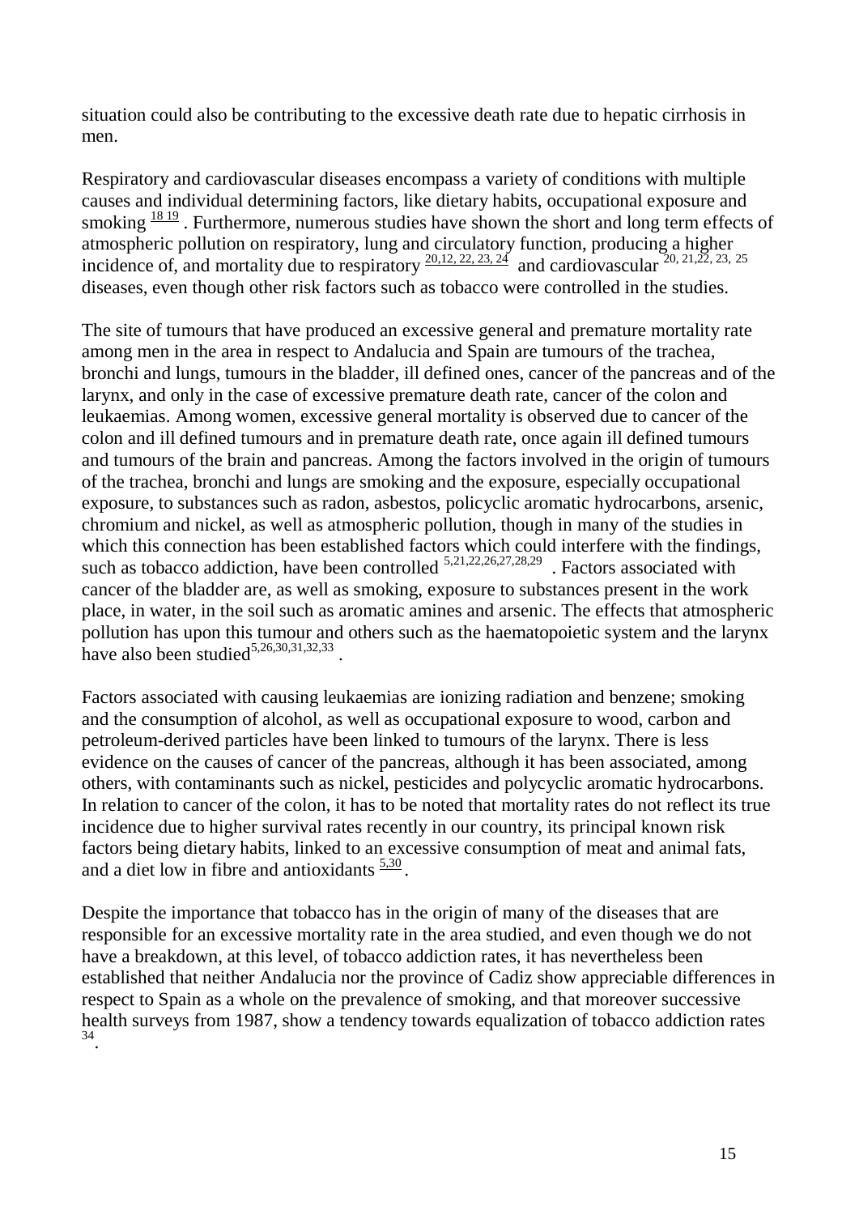situation could also be contributing to the excessive death rate due to hepatic cirrhosis in men.

Respiratory and cardiovascular diseases encompass a variety of conditions with multiple causes and individual determining factors, like dietary habits, occupational exposure and smoking [18 19]. Furthermore, numerous studies have shown the short and long term effects of atmospheric pollution on respiratory, lung and circulatory function, producing a higher incidence of, and mortality due to respiratory [20,12, 22, 23, 24] and cardiovascular [20, 21,22, 23, 25] diseases, even though other risk factors such as tobacco were controlled in the studies.

The site of tumours that have produced an excessive general and premature mortality rate among men in the area in respect to Andalucia and Spain are tumours of the trachea, bronchi and lungs, tumours in the bladder, ill defined ones, cancer of the pancreas and of the larynx, and only in the case of excessive premature death rate, cancer of the colon and leukaemias. Among women, excessive general mortality is observed due to cancer of the colon and ill defined tumours and in premature death rate, once again ill defined tumours and tumours of the brain and pancreas. Among the factors involved in the origin of tumours of the trachea, bronchi and lungs are smoking and the exposure, especially occupational exposure, to substances such as radon, asbestos, policyclic aromatic hydrocarbons, arsenic, chromium and nickel, as well as atmospheric pollution, though in many of the studies in which this connection has been established factors which could interfere with the findings, such as tobacco addiction, have been controlled [5,21,22,26,27,28,29]. Factors associated with cancer of the bladder are, as well as smoking, exposure to substances present in the work place, in water, in the soil such as aromatic amines and arsenic. The effects that atmospheric pollution has upon this tumour and others such as the haematopoietic system and the larynx have also been studied[5,26,30,31,32,33].

Factors associated with causing leukaemias are ionizing radiation and benzene; smoking and the consumption of alcohol, as well as occupational exposure to wood, carbon and petroleum-derived particles have been linked to tumours of the larynx. There is less evidence on the causes of cancer of the pancreas, although it has been associated, among others, with contaminants such as nickel, pesticides and polycyclic aromatic hydrocarbons. In relation to cancer of the colon, it has to be noted that mortality rates do not reflect its true incidence due to higher survival rates recently in our country, its principal known risk factors being dietary habits, linked to an excessive consumption of meat and animal fats, and a diet low in fibre and antioxidants [5,30].

Despite the importance that tobacco has in the origin of many of the diseases that are responsible for an excessive mortality rate in the area studied, and even though we do not have a breakdown, at this level, of tobacco addiction rates, it has nevertheless been established that neither Andalucia nor the province of Cadiz show appreciable differences in respect to Spain as a whole on the prevalence of smoking, and that moreover successive health surveys from 1987, show a tendency towards equalization of tobacco addiction rates [34].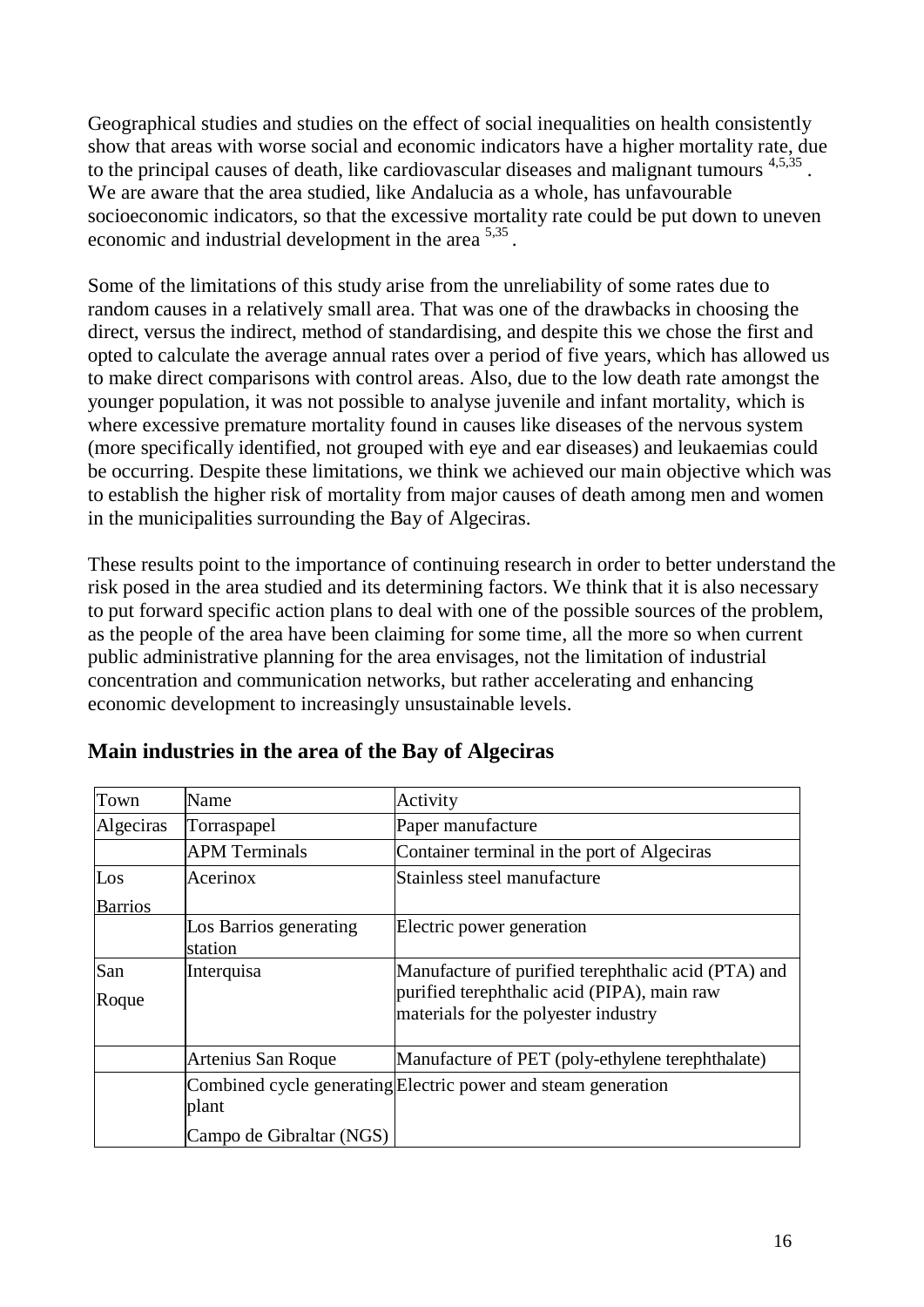Geographical studies and studies on the effect of social inequalities on health consistently show that areas with worse social and economic indicators have a higher mortality rate, due to the principal causes of death, like cardiovascular diseases and malignant tumours [4,5,35]. We are aware that the area studied, like Andalucia as a whole, has unfavourable socioeconomic indicators, so that the excessive mortality rate could be put down to uneven economic and industrial development in the area [5,35].

Some of the limitations of this study arise from the unreliability of some rates due to random causes in a relatively small area. That was one of the drawbacks in choosing the direct, versus the indirect, method of standardising, and despite this we chose the first and opted to calculate the average annual rates over a period of five years, which has allowed us to make direct comparisons with control areas. Also, due to the low death rate amongst the younger population, it was not possible to analyse juvenile and infant mortality, which is where excessive premature mortality found in causes like diseases of the nervous system (more specifically identified, not grouped with eye and ear diseases) and leukaemias could be occurring. Despite these limitations, we think we achieved our main objective which was to establish the higher risk of mortality from major causes of death among men and women in the municipalities surrounding the Bay of Algeciras.

These results point to the importance of continuing research in order to better understand the risk posed in the area studied and its determining factors. We think that it is also necessary to put forward specific action plans to deal with one of the possible sources of the problem, as the people of the area have been claiming for some time, all the more so when current public administrative planning for the area envisages, not the limitation of industrial concentration and communication networks, but rather accelerating and enhancing economic development to increasingly unsustainable levels.

## Main industries in the area of the Bay of Algeciras

| Town | Name | Activity |
|---|---|---|
| Algeciras | Torraspapel | Paper manufacture |
| | APM Terminals | Container terminal in the port of Algeciras |
| Los Barrios | Acerinox | Stainless steel manufacture |
| | Los Barrios generating station | Electric power generation |
| San Roque | Interquisa | Manufacture of purified terephthalic acid (PTA) and purified terephthalic acid (PIPA), main raw materials for the polyester industry |
| | Artenius San Roque | Manufacture of PET (poly-ethylene terephthalate) |
| | Combined cycle generating plant Campo de Gibraltar (NGS) | Electric power and steam generation |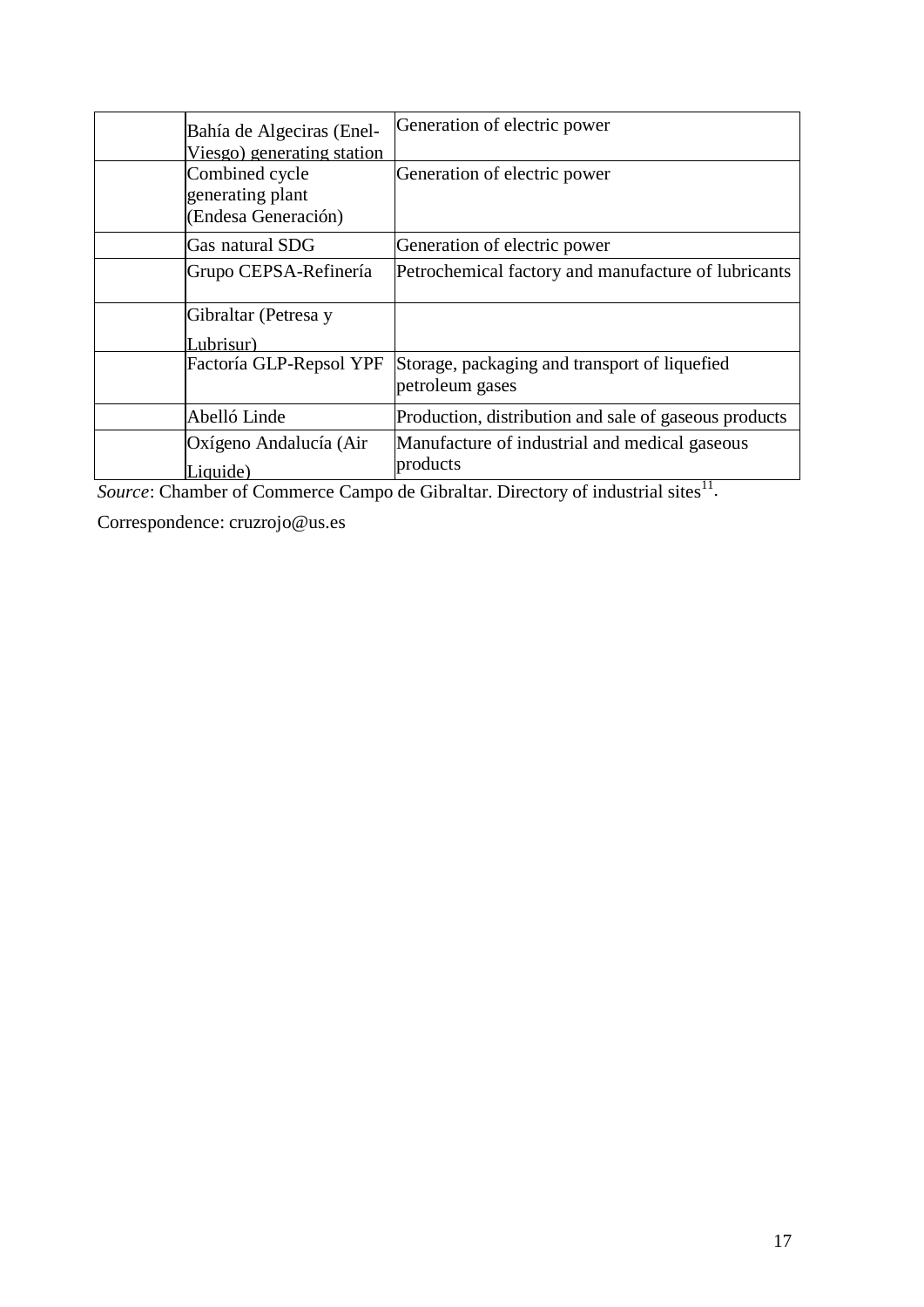| | | |
|---|---|---|
| | Bahía de Algeciras (Enel-Viesgo) generating station | Generation of electric power |
| | Combined cycle generating plant (Endesa Generación) | Generation of electric power |
| | Gas natural SDG | Generation of electric power |
| | Grupo CEPSA-Refinería | Petrochemical factory and manufacture of lubricants |
| | Gibraltar (Petresa y Lubrisur) | |
| | Factoría GLP-Repsol YPF | Storage, packaging and transport of liquefied petroleum gases |
| | Abelló Linde | Production, distribution and sale of gaseous products |
| | Oxígeno Andalucía (Air Liquide) | Manufacture of industrial and medical gaseous products |

*Source*: Chamber of Commerce Campo de Gibraltar. Directory of industrial sites[11].

Correspondence: cruzrojo@us.es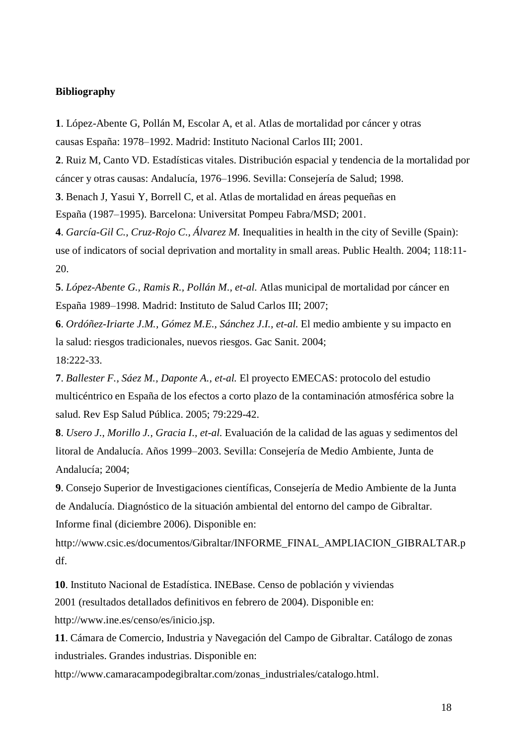**Bibliography**

**1**. López-Abente G, Pollán M, Escolar A, et al. Atlas de mortalidad por cáncer y otras causas España: 1978–1992. Madrid: Instituto Nacional Carlos III; 2001.

**2**. Ruiz M, Canto VD. Estadísticas vitales. Distribución espacial y tendencia de la mortalidad por cáncer y otras causas: Andalucía, 1976–1996. Sevilla: Consejería de Salud; 1998.

**3**. Benach J, Yasui Y, Borrell C, et al. Atlas de mortalidad en áreas pequeñas en España (1987–1995). Barcelona: Universitat Pompeu Fabra/MSD; 2001.

**4**. *García-Gil C., Cruz-Rojo C., Álvarez M.* Inequalities in health in the city of Seville (Spain): use of indicators of social deprivation and mortality in small areas. Public Health. 2004; 118:11-20.

**5**. *López-Abente G., Ramis R., Pollán M., et-al.* Atlas municipal de mortalidad por cáncer en España 1989–1998. Madrid: Instituto de Salud Carlos III; 2007;

**6**. *Ordóñez-Iriarte J.M., Gómez M.E., Sánchez J.I., et-al.* El medio ambiente y su impacto en la salud: riesgos tradicionales, nuevos riesgos. Gac Sanit. 2004; 18:222-33.

**7**. *Ballester F., Sáez M., Daponte A., et-al.* El proyecto EMECAS: protocolo del estudio multicéntrico en España de los efectos a corto plazo de la contaminación atmosférica sobre la salud. Rev Esp Salud Pública. 2005; 79:229-42.

**8**. *Usero J., Morillo J., Gracia I., et-al.* Evaluación de la calidad de las aguas y sedimentos del litoral de Andalucía. Años 1999–2003. Sevilla: Consejería de Medio Ambiente, Junta de Andalucía; 2004;

**9**. Consejo Superior de Investigaciones científicas, Consejería de Medio Ambiente de la Junta de Andalucía. Diagnóstico de la situación ambiental del entorno del campo de Gibraltar. Informe final (diciembre 2006). Disponible en: http://www.csic.es/documentos/Gibraltar/INFORME_FINAL_AMPLIACION_GIBRALTAR.pdf.

**10**. Instituto Nacional de Estadística. INEBase. Censo de población y viviendas 2001 (resultados detallados definitivos en febrero de 2004). Disponible en: http://www.ine.es/censo/es/inicio.jsp.

**11**. Cámara de Comercio, Industria y Navegación del Campo de Gibraltar. Catálogo de zonas industriales. Grandes industrias. Disponible en: http://www.camaracampodegibraltar.com/zonas_industriales/catalogo.html.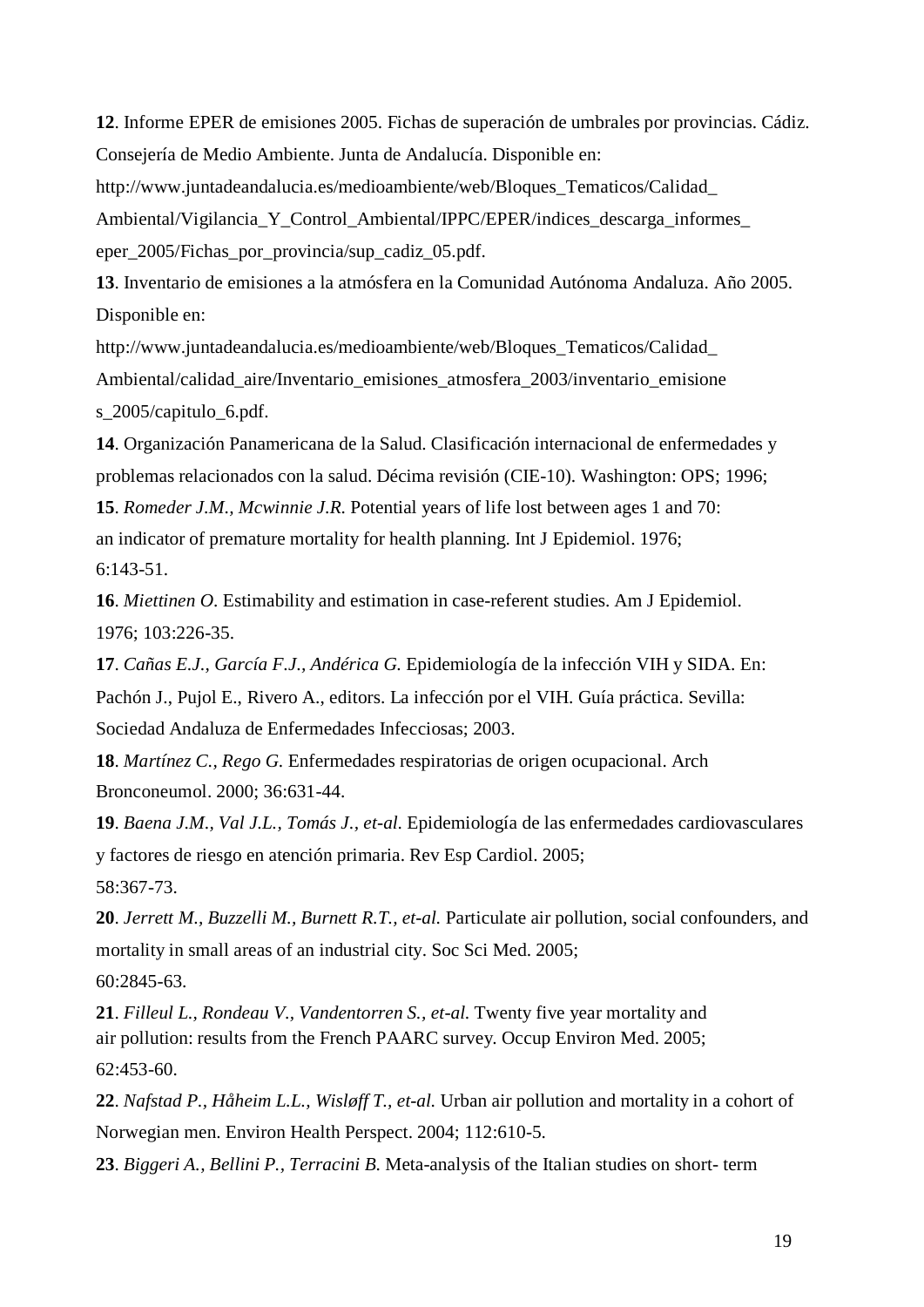**12**. Informe EPER de emisiones 2005. Fichas de superación de umbrales por provincias. Cádiz. Consejería de Medio Ambiente. Junta de Andalucía. Disponible en: http://www.juntadeandalucia.es/medioambiente/web/Bloques_Tematicos/Calidad_Ambiental/Vigilancia_Y_Control_Ambiental/IPPC/EPER/indices_descarga_informes_eper_2005/Fichas_por_provincia/sup_cadiz_05.pdf.

**13**. Inventario de emisiones a la atmósfera en la Comunidad Autónoma Andaluza. Año 2005. Disponible en: http://www.juntadeandalucia.es/medioambiente/web/Bloques_Tematicos/Calidad_Ambiental/calidad_aire/Inventario_emisiones_atmosfera_2003/inventario_emisiones_2005/capitulo_6.pdf.

**14**. Organización Panamericana de la Salud. Clasificación internacional de enfermedades y problemas relacionados con la salud. Décima revisión (CIE-10). Washington: OPS; 1996;

**15**. *Romeder J.M., Mcwinnie J.R.* Potential years of life lost between ages 1 and 70: an indicator of premature mortality for health planning. Int J Epidemiol. 1976; 6:143-51.

**16**. *Miettinen O.* Estimability and estimation in case-referent studies. Am J Epidemiol. 1976; 103:226-35.

**17**. *Cañas E.J., García F.J., Andérica G.* Epidemiología de la infección VIH y SIDA. En: Pachón J., Pujol E., Rivero A., editors. La infección por el VIH. Guía práctica. Sevilla: Sociedad Andaluza de Enfermedades Infecciosas; 2003.

**18**. *Martínez C., Rego G.* Enfermedades respiratorias de origen ocupacional. Arch Bronconeumol. 2000; 36:631-44.

**19**. *Baena J.M., Val J.L., Tomás J., et-al.* Epidemiología de las enfermedades cardiovasculares y factores de riesgo en atención primaria. Rev Esp Cardiol. 2005; 58:367-73.

**20**. *Jerrett M., Buzzelli M., Burnett R.T., et-al.* Particulate air pollution, social confounders, and mortality in small areas of an industrial city. Soc Sci Med. 2005; 60:2845-63.

**21**. *Filleul L., Rondeau V., Vandentorren S., et-al.* Twenty five year mortality and air pollution: results from the French PAARC survey. Occup Environ Med. 2005; 62:453-60.

**22**. *Nafstad P., Håheim L.L., Wisløff T., et-al.* Urban air pollution and mortality in a cohort of Norwegian men. Environ Health Perspect. 2004; 112:610-5.

**23**. *Biggeri A., Bellini P., Terracini B.* Meta-analysis of the Italian studies on short- term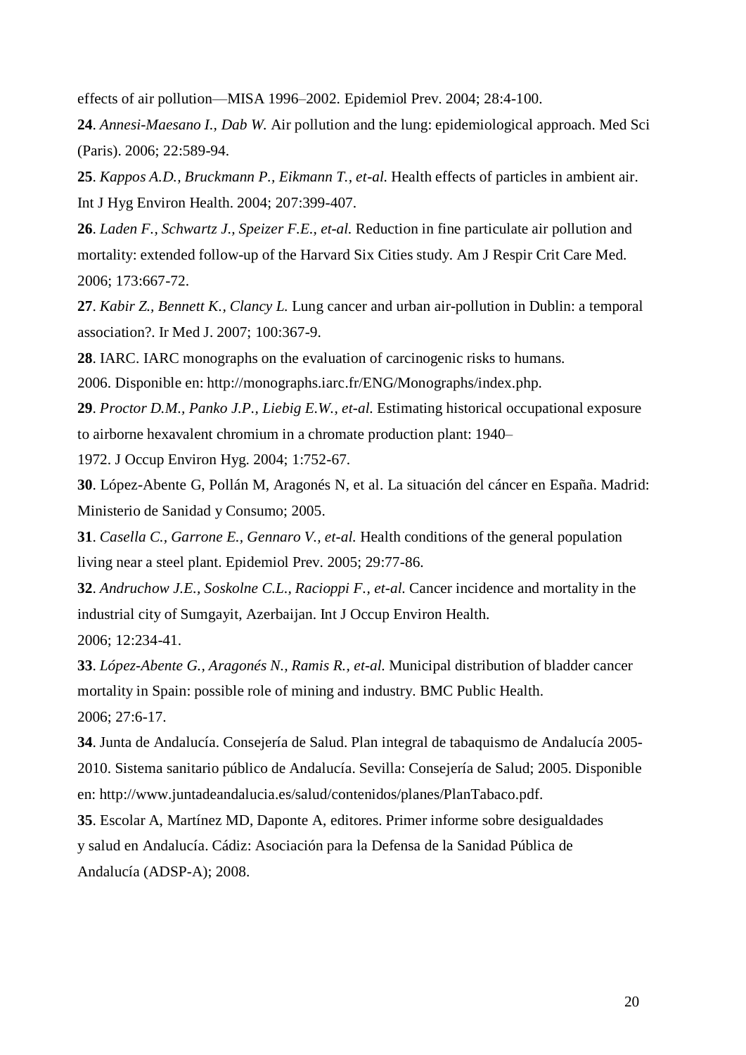effects of air pollution—MISA 1996–2002. Epidemiol Prev. 2004; 28:4-100.

**24**. *Annesi-Maesano I., Dab W.* Air pollution and the lung: epidemiological approach. Med Sci (Paris). 2006; 22:589-94.

**25**. *Kappos A.D., Bruckmann P., Eikmann T., et-al.* Health effects of particles in ambient air. Int J Hyg Environ Health. 2004; 207:399-407.

**26**. *Laden F., Schwartz J., Speizer F.E., et-al.* Reduction in fine particulate air pollution and mortality: extended follow-up of the Harvard Six Cities study. Am J Respir Crit Care Med. 2006; 173:667-72.

**27**. *Kabir Z., Bennett K., Clancy L.* Lung cancer and urban air-pollution in Dublin: a temporal association?. Ir Med J. 2007; 100:367-9.

**28**. IARC. IARC monographs on the evaluation of carcinogenic risks to humans. 2006. Disponible en: http://monographs.iarc.fr/ENG/Monographs/index.php.

**29**. *Proctor D.M., Panko J.P., Liebig E.W., et-al.* Estimating historical occupational exposure to airborne hexavalent chromium in a chromate production plant: 1940–1972. J Occup Environ Hyg. 2004; 1:752-67.

**30**. López-Abente G, Pollán M, Aragonés N, et al. La situación del cáncer en España. Madrid: Ministerio de Sanidad y Consumo; 2005.

**31**. *Casella C., Garrone E., Gennaro V., et-al.* Health conditions of the general population living near a steel plant. Epidemiol Prev. 2005; 29:77-86.

**32**. *Andruchow J.E., Soskolne C.L., Racioppi F., et-al.* Cancer incidence and mortality in the industrial city of Sumgayit, Azerbaijan. Int J Occup Environ Health. 2006; 12:234-41.

**33**. *López-Abente G., Aragonés N., Ramis R., et-al.* Municipal distribution of bladder cancer mortality in Spain: possible role of mining and industry. BMC Public Health. 2006; 27:6-17.

**34**. Junta de Andalucía. Consejería de Salud. Plan integral de tabaquismo de Andalucía 2005-2010. Sistema sanitario público de Andalucía. Sevilla: Consejería de Salud; 2005. Disponible en: http://www.juntadeandalucia.es/salud/contenidos/planes/PlanTabaco.pdf.

**35**. Escolar A, Martínez MD, Daponte A, editores. Primer informe sobre desigualdades y salud en Andalucía. Cádiz: Asociación para la Defensa de la Sanidad Pública de Andalucía (ADSP-A); 2008.